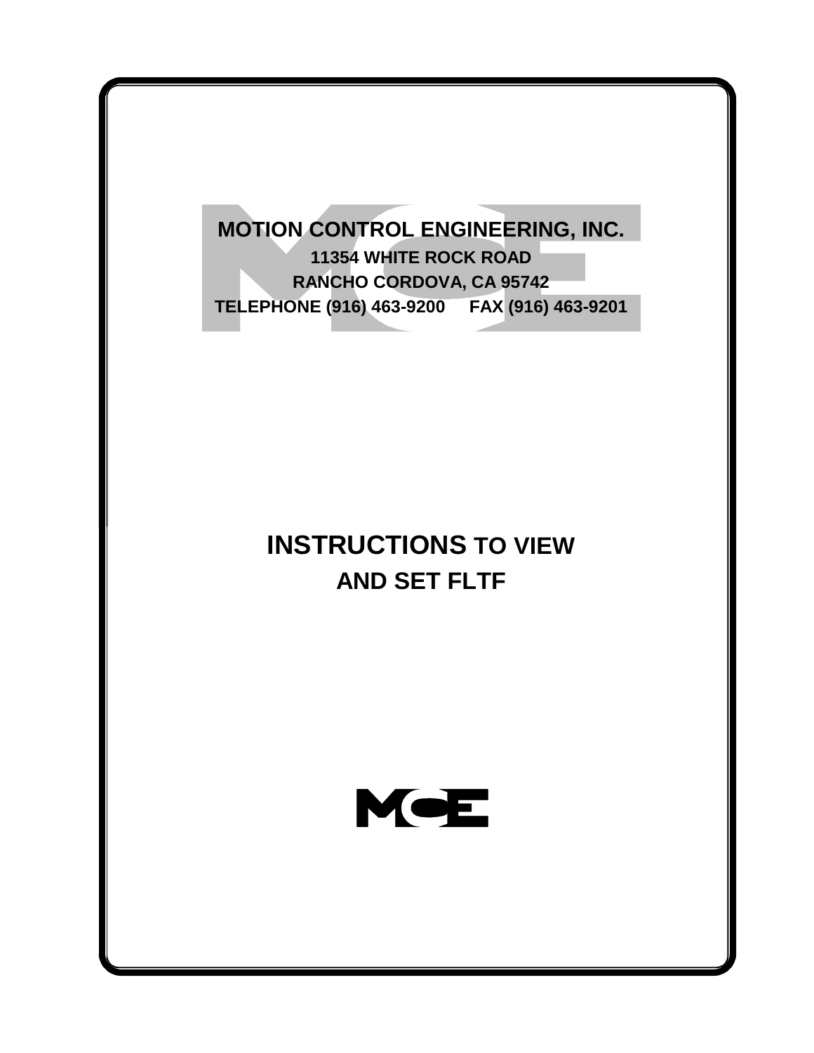**MOTION CONTROL ENGINEERING, INC.**

**11354 WHITE ROCK ROAD**

**RANCHO CORDOVA, CA 95742**

**TELEPHONE (916) 463-9200     FAX (916) 463-9201**

# INSTRUCTIONS TO VIEW AND SET FLTF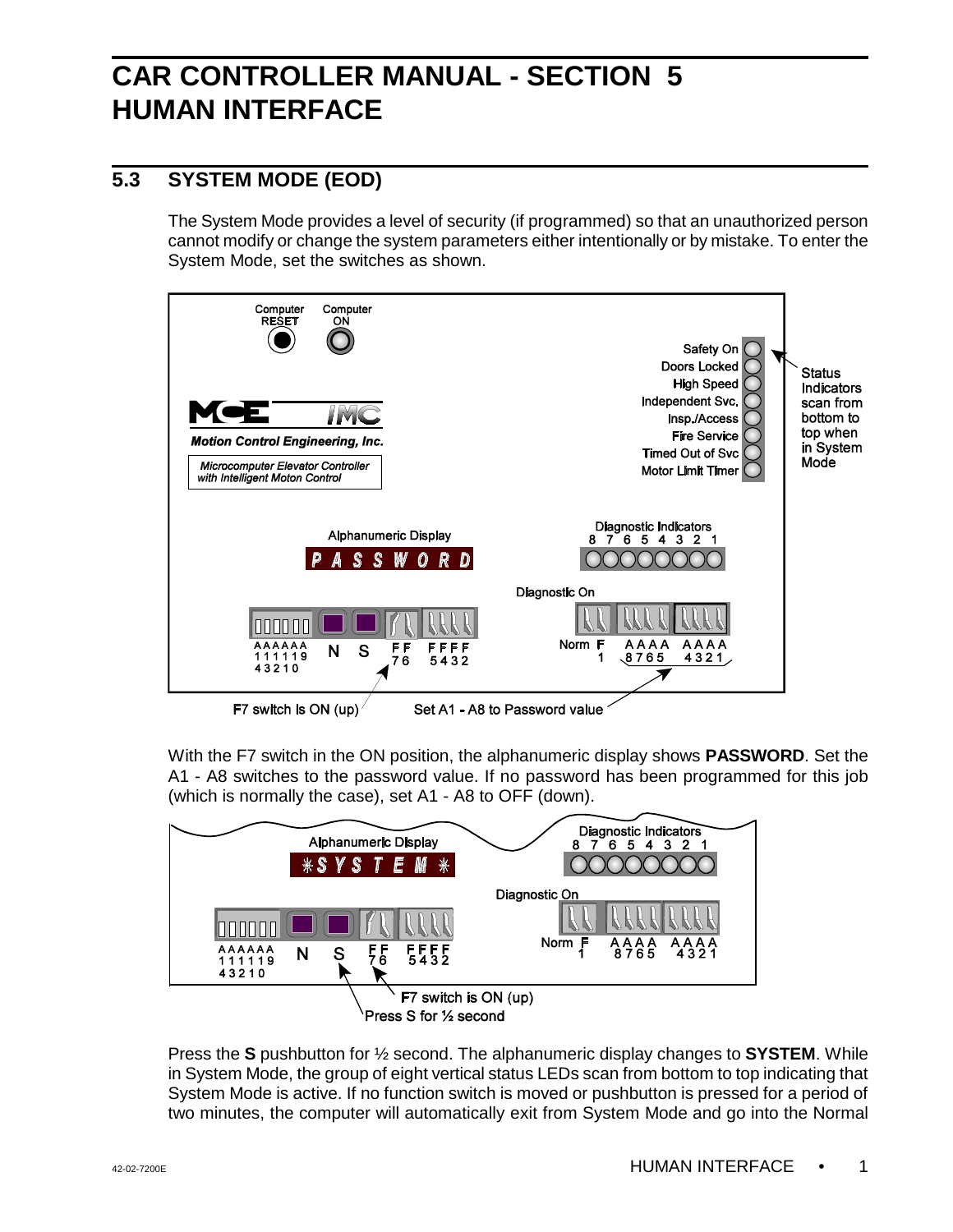# CAR CONTROLLER MANUAL - SECTION 5
# HUMAN INTERFACE

## 5.3 SYSTEM MODE (EOD)

The System Mode provides a level of security (if programmed) so that an unauthorized person cannot modify or change the system parameters either intentionally or by mistake. To enter the System Mode, set the switches as shown.

Computer RESET Computer ON

Safety On
Doors Locked
High Speed
Independent Svc.
Insp./Access
Fire Service
Timed Out of Svc
Motor Limit Timer

Status Indicators scan from bottom to top when in System Mode

MCE IMC
Motion Control Engineering, Inc.
Microcomputer Elevator Controller with Intelligent Motion Control

Alphanumeric Display
PASSWORD

Diagnostic Indicators
8 7 6 5 4 3 2 1

Diagnostic On

A A A A A A 1 1 1 1 1 9 4 3 2 1 0 N S F F 7 6 F F F F 5 4 3 2

Norm F 1 A A A A 8 7 6 5 A A A A 4 3 2 1

F7 switch is ON (up)

Set A1 - A8 to Password value

With the F7 switch in the ON position, the alphanumeric display shows **PASSWORD**. Set the A1 - A8 switches to the password value. If no password has been programmed for this job (which is normally the case), set A1 - A8 to OFF (down).

Alphanumeric Display
\*SYSTEM\*

Diagnostic Indicators
8 7 6 5 4 3 2 1

Diagnostic On

A A A A A A 1 1 1 1 1 9 4 3 2 1 0 N S F F 7 6 F F F F 5 4 3 2

Norm F 1 A A A A 8 7 6 5 A A A A 4 3 2 1

F7 switch is ON (up)

Press S for ½ second

Press the **S** pushbutton for ½ second. The alphanumeric display changes to **SYSTEM**. While in System Mode, the group of eight vertical status LEDs scan from bottom to top indicating that System Mode is active. If no function switch is moved or pushbutton is pressed for a period of two minutes, the computer will automatically exit from System Mode and go into the Normal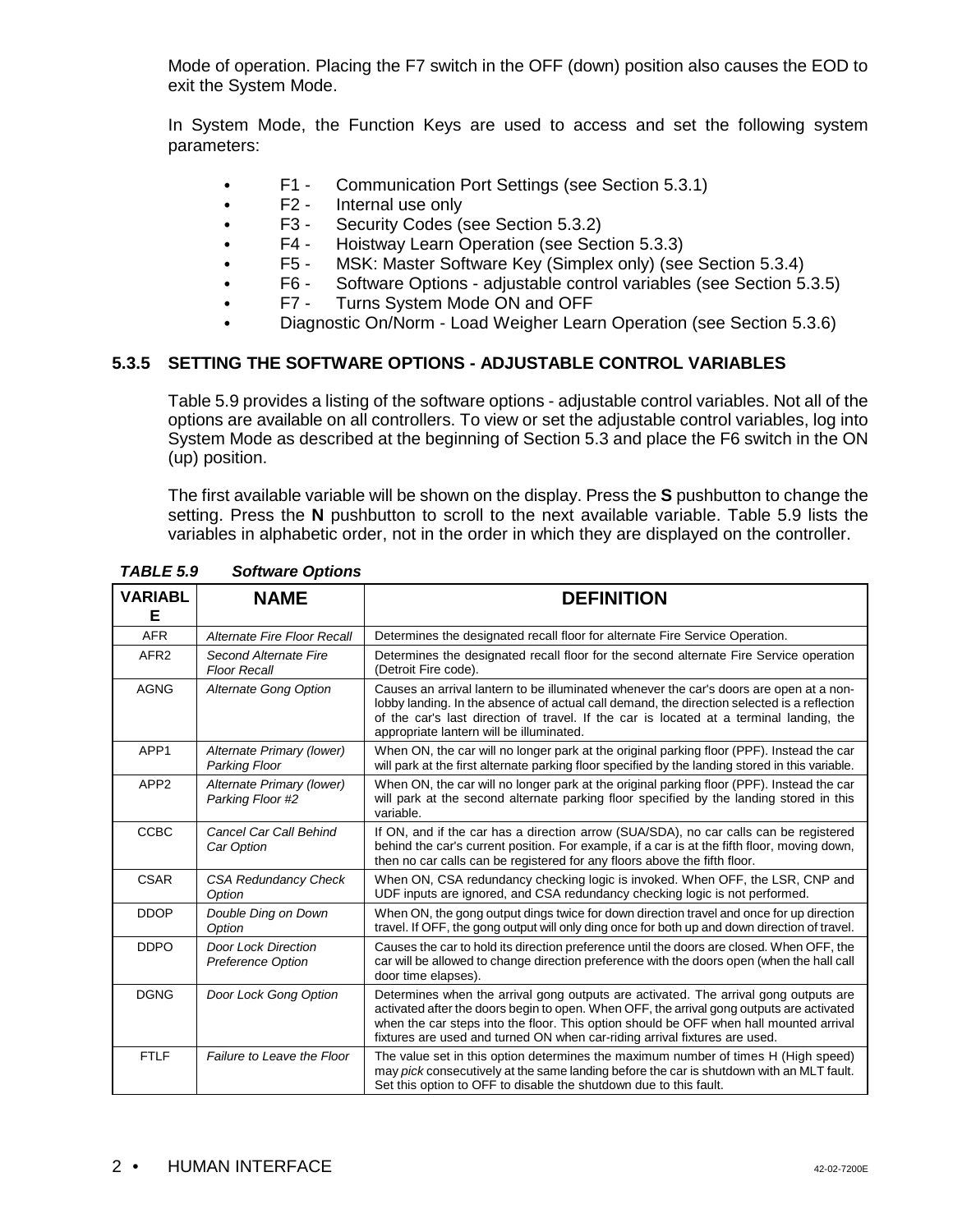Mode of operation. Placing the F7 switch in the OFF (down) position also causes the EOD to exit the System Mode.

In System Mode, the Function Keys are used to access and set the following system parameters:

- F1 - Communication Port Settings (see Section 5.3.1)
- F2 - Internal use only
- F3 - Security Codes (see Section 5.3.2)
- F4 - Hoistway Learn Operation (see Section 5.3.3)
- F5 - MSK: Master Software Key (Simplex only) (see Section 5.3.4)
- F6 - Software Options - adjustable control variables (see Section 5.3.5)
- F7 - Turns System Mode ON and OFF
- Diagnostic On/Norm - Load Weigher Learn Operation (see Section 5.3.6)

### 5.3.5 SETTING THE SOFTWARE OPTIONS - ADJUSTABLE CONTROL VARIABLES

Table 5.9 provides a listing of the software options - adjustable control variables. Not all of the options are available on all controllers. To view or set the adjustable control variables, log into System Mode as described at the beginning of Section 5.3 and place the F6 switch in the ON (up) position.

The first available variable will be shown on the display. Press the **S** pushbutton to change the setting. Press the **N** pushbutton to scroll to the next available variable. Table 5.9 lists the variables in alphabetic order, not in the order in which they are displayed on the controller.

***TABLE 5.9 Software Options***

| VARIABLE | NAME | DEFINITION |
|---|---|---|
| AFR | *Alternate Fire Floor Recall* | Determines the designated recall floor for alternate Fire Service Operation. |
| AFR2 | *Second Alternate Fire Floor Recall* | Determines the designated recall floor for the second alternate Fire Service operation (Detroit Fire code). |
| AGNG | *Alternate Gong Option* | Causes an arrival lantern to be illuminated whenever the car's doors are open at a non-lobby landing. In the absence of actual call demand, the direction selected is a reflection of the car's last direction of travel. If the car is located at a terminal landing, the appropriate lantern will be illuminated. |
| APP1 | *Alternate Primary (lower) Parking Floor* | When ON, the car will no longer park at the original parking floor (PPF). Instead the car will park at the first alternate parking floor specified by the landing stored in this variable. |
| APP2 | *Alternate Primary (lower) Parking Floor #2* | When ON, the car will no longer park at the original parking floor (PPF). Instead the car will park at the second alternate parking floor specified by the landing stored in this variable. |
| CCBC | *Cancel Car Call Behind Car Option* | If ON, and if the car has a direction arrow (SUA/SDA), no car calls can be registered behind the car's current position. For example, if a car is at the fifth floor, moving down, then no car calls can be registered for any floors above the fifth floor. |
| CSAR | *CSA Redundancy Check Option* | When ON, CSA redundancy checking logic is invoked. When OFF, the LSR, CNP and UDF inputs are ignored, and CSA redundancy checking logic is not performed. |
| DDOP | *Double Ding on Down Option* | When ON, the gong output dings twice for down direction travel and once for up direction travel. If OFF, the gong output will only ding once for both up and down direction of travel. |
| DDPO | *Door Lock Direction Preference Option* | Causes the car to hold its direction preference until the doors are closed. When OFF, the car will be allowed to change direction preference with the doors open (when the hall call door time elapses). |
| DGNG | *Door Lock Gong Option* | Determines when the arrival gong outputs are activated. The arrival gong outputs are activated after the doors begin to open. When OFF, the arrival gong outputs are activated when the car steps into the floor. This option should be OFF when hall mounted arrival fixtures are used and turned ON when car-riding arrival fixtures are used. |
| FTLF | *Failure to Leave the Floor* | The value set in this option determines the maximum number of times H (High speed) may *pick* consecutively at the same landing before the car is shutdown with an MLT fault. Set this option to OFF to disable the shutdown due to this fault. |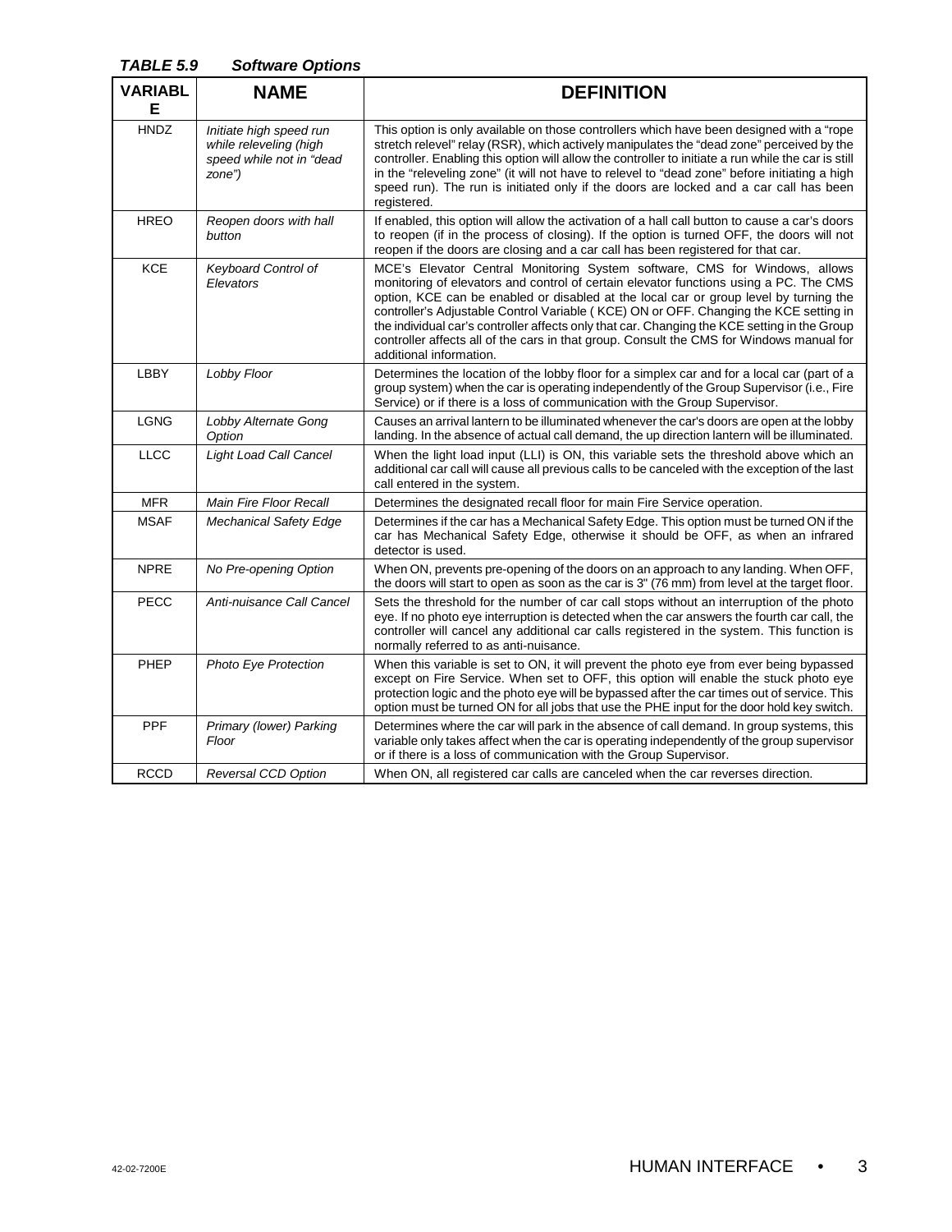**TABLE 5.9 Software Options**

| VARIABLE | NAME | DEFINITION |
|---|---|---|
| HNDZ | *Initiate high speed run while releveling (high speed while not in "dead zone")* | This option is only available on those controllers which have been designed with a "rope stretch relevel" relay (RSR), which actively manipulates the "dead zone" perceived by the controller. Enabling this option will allow the controller to initiate a run while the car is still in the "releveling zone" (it will not have to relevel to "dead zone" before initiating a high speed run). The run is initiated only if the doors are locked and a car call has been registered. |
| HREO | *Reopen doors with hall button* | If enabled, this option will allow the activation of a hall call button to cause a car's doors to reopen (if in the process of closing). If the option is turned OFF, the doors will not reopen if the doors are closing and a car call has been registered for that car. |
| KCE | *Keyboard Control of Elevators* | MCE's Elevator Central Monitoring System software, CMS for Windows, allows monitoring of elevators and control of certain elevator functions using a PC. The CMS option, KCE can be enabled or disabled at the local car or group level by turning the controller's Adjustable Control Variable ( KCE) ON or OFF. Changing the KCE setting in the individual car's controller affects only that car. Changing the KCE setting in the Group controller affects all of the cars in that group. Consult the CMS for Windows manual for additional information. |
| LBBY | *Lobby Floor* | Determines the location of the lobby floor for a simplex car and for a local car (part of a group system) when the car is operating independently of the Group Supervisor (i.e., Fire Service) or if there is a loss of communication with the Group Supervisor. |
| LGNG | *Lobby Alternate Gong Option* | Causes an arrival lantern to be illuminated whenever the car's doors are open at the lobby landing. In the absence of actual call demand, the up direction lantern will be illuminated. |
| LLCC | *Light Load Call Cancel* | When the light load input (LLI) is ON, this variable sets the threshold above which an additional car call will cause all previous calls to be canceled with the exception of the last call entered in the system. |
| MFR | *Main Fire Floor Recall* | Determines the designated recall floor for main Fire Service operation. |
| MSAF | *Mechanical Safety Edge* | Determines if the car has a Mechanical Safety Edge. This option must be turned ON if the car has Mechanical Safety Edge, otherwise it should be OFF, as when an infrared detector is used. |
| NPRE | *No Pre-opening Option* | When ON, prevents pre-opening of the doors on an approach to any landing. When OFF, the doors will start to open as soon as the car is 3" (76 mm) from level at the target floor. |
| PECC | *Anti-nuisance Call Cancel* | Sets the threshold for the number of car call stops without an interruption of the photo eye. If no photo eye interruption is detected when the car answers the fourth car call, the controller will cancel any additional car calls registered in the system. This function is normally referred to as anti-nuisance. |
| PHEP | *Photo Eye Protection* | When this variable is set to ON, it will prevent the photo eye from ever being bypassed except on Fire Service. When set to OFF, this option will enable the stuck photo eye protection logic and the photo eye will be bypassed after the car times out of service. This option must be turned ON for all jobs that use the PHE input for the door hold key switch. |
| PPF | *Primary (lower) Parking Floor* | Determines where the car will park in the absence of call demand. In group systems, this variable only takes affect when the car is operating independently of the group supervisor or if there is a loss of communication with the Group Supervisor. |
| RCCD | *Reversal CCD Option* | When ON, all registered car calls are canceled when the car reverses direction. |